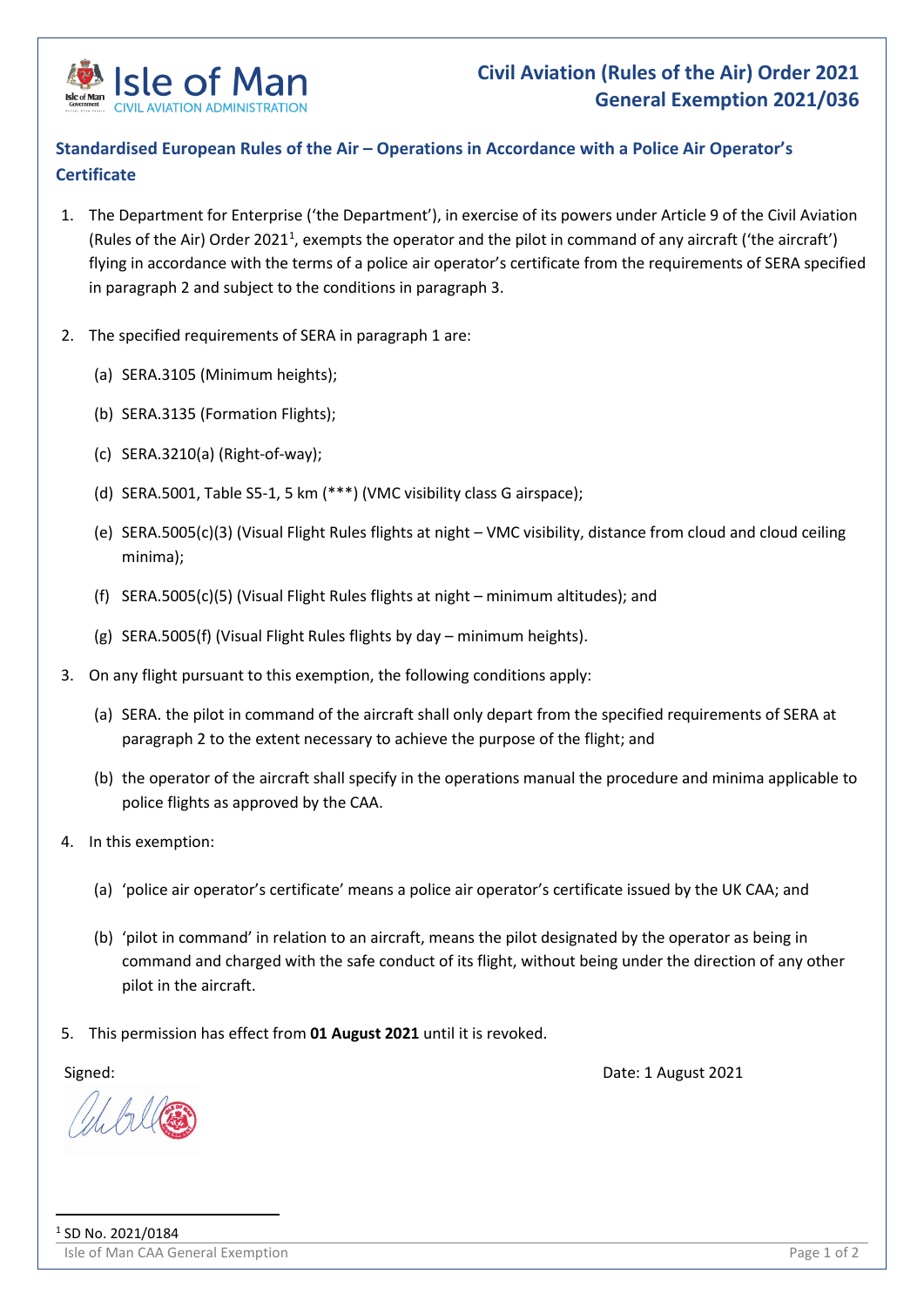Isle of Man
CIVIL AVIATION ADMINISTRATION

# Civil Aviation (Rules of the Air) Order 2021
# General Exemption 2021/036

## Standardised European Rules of the Air – Operations in Accordance with a Police Air Operator's Certificate

1. The Department for Enterprise ('the Department'), in exercise of its powers under Article 9 of the Civil Aviation (Rules of the Air) Order 2021[1], exempts the operator and the pilot in command of any aircraft ('the aircraft') flying in accordance with the terms of a police air operator's certificate from the requirements of SERA specified in paragraph 2 and subject to the conditions in paragraph 3.

2. The specified requirements of SERA in paragraph 1 are:

   (a) SERA.3105 (Minimum heights);

   (b) SERA.3135 (Formation Flights);

   (c) SERA.3210(a) (Right-of-way);

   (d) SERA.5001, Table S5-1, 5 km (***) (VMC visibility class G airspace);

   (e) SERA.5005(c)(3) (Visual Flight Rules flights at night – VMC visibility, distance from cloud and cloud ceiling minima);

   (f) SERA.5005(c)(5) (Visual Flight Rules flights at night – minimum altitudes); and

   (g) SERA.5005(f) (Visual Flight Rules flights by day – minimum heights).

3. On any flight pursuant to this exemption, the following conditions apply:

   (a) SERA. the pilot in command of the aircraft shall only depart from the specified requirements of SERA at paragraph 2 to the extent necessary to achieve the purpose of the flight; and

   (b) the operator of the aircraft shall specify in the operations manual the procedure and minima applicable to police flights as approved by the CAA.

4. In this exemption:

   (a) 'police air operator's certificate' means a police air operator's certificate issued by the UK CAA; and

   (b) 'pilot in command' in relation to an aircraft, means the pilot designated by the operator as being in command and charged with the safe conduct of its flight, without being under the direction of any other pilot in the aircraft.

5. This permission has effect from **01 August 2021** until it is revoked.

Signed: Date: 1 August 2021

[1] SD No. 2021/0184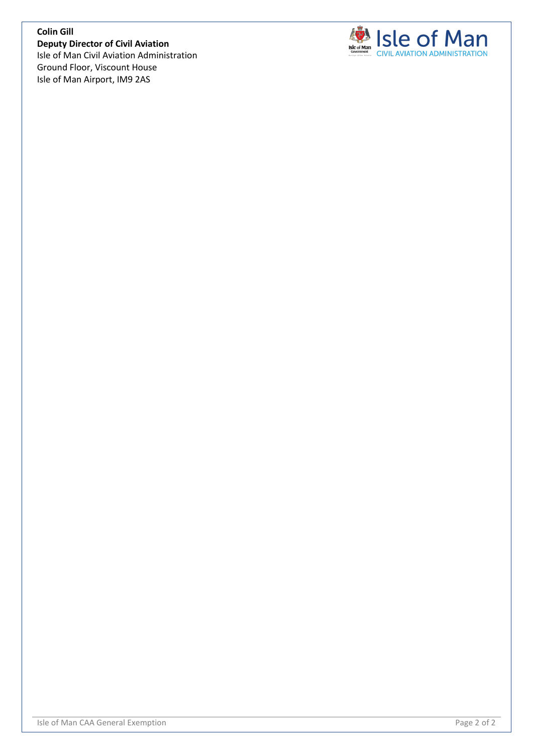**Colin Gill**
**Deputy Director of Civil Aviation**
Isle of Man Civil Aviation Administration
Ground Floor, Viscount House
Isle of Man Airport, IM9 2AS